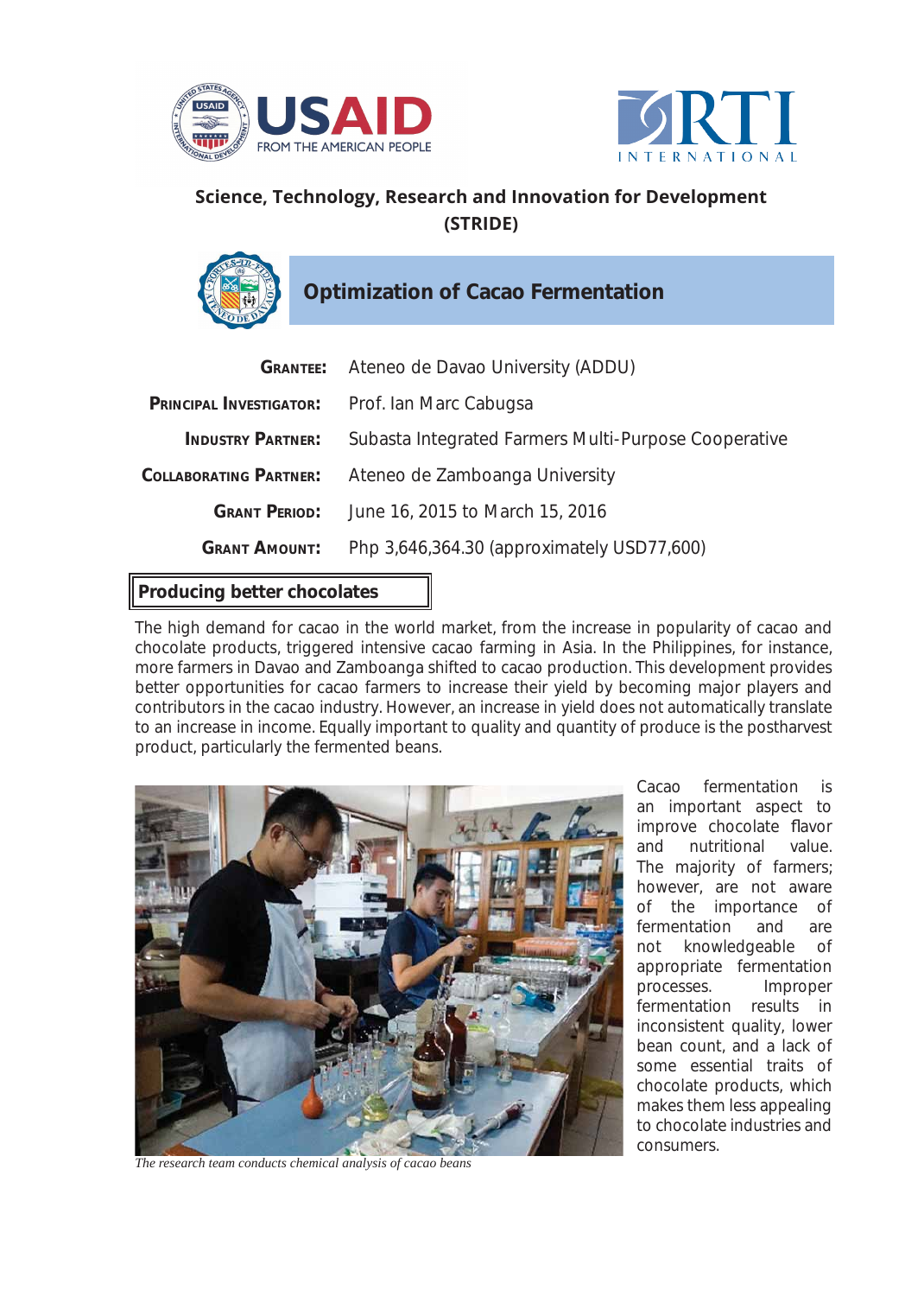Science, Technology, Research and Innovation for Development (STRIDE)

# Optimization of Cacao Fermentation

| | |
|---|---|
| **GRANTEE:** | Ateneo de Davao University (ADDU) |
| **PRINCIPAL INVESTIGATOR:** | Prof. Ian Marc Cabugsa |
| **INDUSTRY PARTNER:** | Subasta Integrated Farmers Multi-Purpose Cooperative |
| **COLLABORATING PARTNER:** | Ateneo de Zamboanga University |
| **GRANT PERIOD:** | June 16, 2015 to March 15, 2016 |
| **GRANT AMOUNT:** | Php 3,646,364.30 (approximately USD77,600) |

## Producing better chocolates

The high demand for cacao in the world market, from the increase in popularity of cacao and chocolate products, triggered intensive cacao farming in Asia. In the Philippines, for instance, more farmers in Davao and Zamboanga shifted to cacao production. This development provides better opportunities for cacao farmers to increase their yield by becoming major players and contributors in the cacao industry. However, an increase in yield does not automatically translate to an increase in income. Equally important to quality and quantity of produce is the postharvest product, particularly the fermented beans.

*The research team conducts chemical analysis of cacao beans*

Cacao fermentation is an important aspect to improve chocolate flavor and nutritional value. The majority of farmers; however, are not aware of the importance of fermentation and are not knowledgeable of appropriate fermentation processes. Improper fermentation results in inconsistent quality, lower bean count, and a lack of some essential traits of chocolate products, which makes them less appealing to chocolate industries and consumers.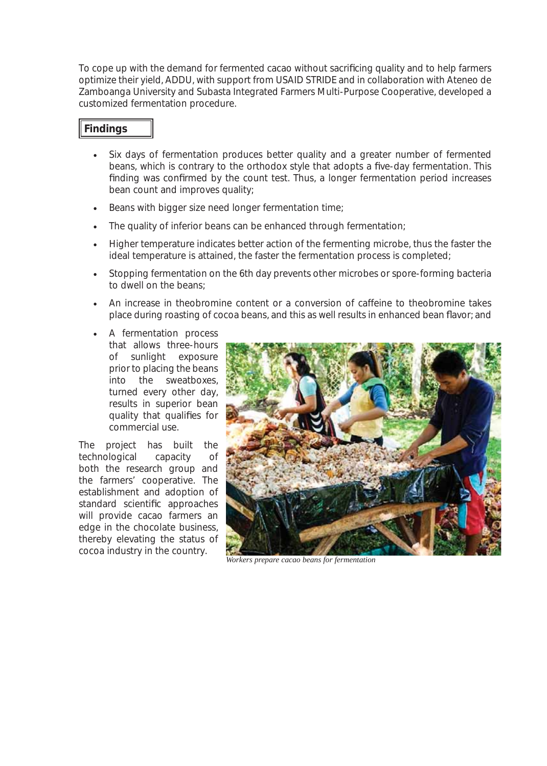To cope up with the demand for fermented cacao without sacrificing quality and to help farmers optimize their yield, ADDU, with support from USAID STRIDE and in collaboration with Ateneo de Zamboanga University and Subasta Integrated Farmers Multi-Purpose Cooperative, developed a customized fermentation procedure.

## Findings

- Six days of fermentation produces better quality and a greater number of fermented beans, which is contrary to the orthodox style that adopts a five-day fermentation. This finding was confirmed by the count test. Thus, a longer fermentation period increases bean count and improves quality;
- Beans with bigger size need longer fermentation time;
- The quality of inferior beans can be enhanced through fermentation;
- Higher temperature indicates better action of the fermenting microbe, thus the faster the ideal temperature is attained, the faster the fermentation process is completed;
- Stopping fermentation on the 6th day prevents other microbes or spore-forming bacteria to dwell on the beans;
- An increase in theobromine content or a conversion of caffeine to theobromine takes place during roasting of cocoa beans, and this as well results in enhanced bean flavor; and
- A fermentation process that allows three-hours of sunlight exposure prior to placing the beans into the sweatboxes, turned every other day, results in superior bean quality that qualifies for commercial use.

The project has built the technological capacity of both the research group and the farmers' cooperative. The establishment and adoption of standard scientific approaches will provide cacao farmers an edge in the chocolate business, thereby elevating the status of cocoa industry in the country.

*Workers prepare cacao beans for fermentation*